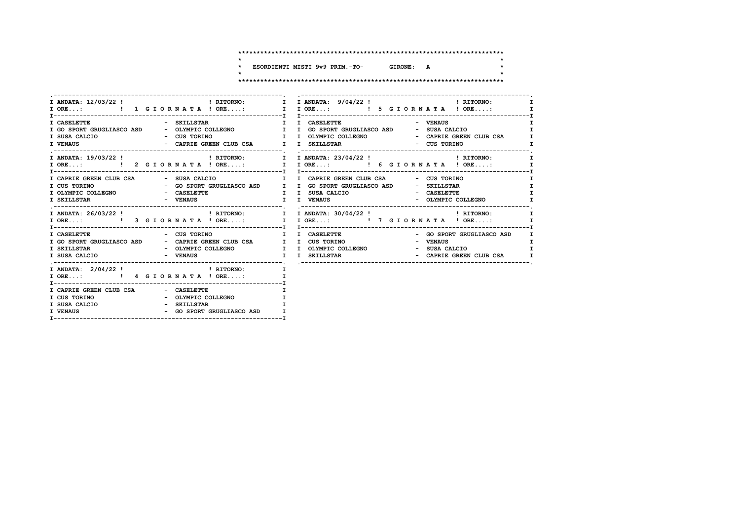# ESORDIENTI MISTI 9v9 PRIM.-TO- GIRONE: A

| ANDATA: 12/03/22 | 1 GIORNATA | RITORNO: |
|---|---|---|
| ORE...: | | ORE....: |
| CASELETTE | - | SKILLSTAR |
| GO SPORT GRUGLIASCO ASD | - | OLYMPIC COLLEGNO |
| SUSA CALCIO | - | CUS TORINO |
| VENAUS | - | CAPRIE GREEN CLUB CSA |

| ANDATA: 19/03/22 | 2 GIORNATA | RITORNO: |
|---|---|---|
| ORE...: | | ORE....: |
| CAPRIE GREEN CLUB CSA | - | SUSA CALCIO |
| CUS TORINO | - | GO SPORT GRUGLIASCO ASD |
| OLYMPIC COLLEGNO | - | CASELETTE |
| SKILLSTAR | - | VENAUS |

| ANDATA: 26/03/22 | 3 GIORNATA | RITORNO: |
|---|---|---|
| ORE...: | | ORE....: |
| CASELETTE | - | CUS TORINO |
| GO SPORT GRUGLIASCO ASD | - | CAPRIE GREEN CLUB CSA |
| SKILLSTAR | - | OLYMPIC COLLEGNO |
| SUSA CALCIO | - | VENAUS |

| ANDATA: 2/04/22 | 4 GIORNATA | RITORNO: |
|---|---|---|
| ORE...: | | ORE....: |
| CAPRIE GREEN CLUB CSA | - | CASELETTE |
| CUS TORINO | - | OLYMPIC COLLEGNO |
| SUSA CALCIO | - | SKILLSTAR |
| VENAUS | - | GO SPORT GRUGLIASCO ASD |

| ANDATA: 9/04/22 | 5 GIORNATA | RITORNO: |
|---|---|---|
| ORE...: | | ORE....: |
| CASELETTE | - | VENAUS |
| GO SPORT GRUGLIASCO ASD | - | SUSA CALCIO |
| OLYMPIC COLLEGNO | - | CAPRIE GREEN CLUB CSA |
| SKILLSTAR | - | CUS TORINO |

| ANDATA: 23/04/22 | 6 GIORNATA | RITORNO: |
|---|---|---|
| ORE...: | | ORE....: |
| CAPRIE GREEN CLUB CSA | - | CUS TORINO |
| GO SPORT GRUGLIASCO ASD | - | SKILLSTAR |
| SUSA CALCIO | - | CASELETTE |
| VENAUS | - | OLYMPIC COLLEGNO |

| ANDATA: 30/04/22 | 7 GIORNATA | RITORNO: |
|---|---|---|
| ORE...: | | ORE....: |
| CASELETTE | - | GO SPORT GRUGLIASCO ASD |
| CUS TORINO | - | VENAUS |
| OLYMPIC COLLEGNO | - | SUSA CALCIO |
| SKILLSTAR | - | CAPRIE GREEN CLUB CSA |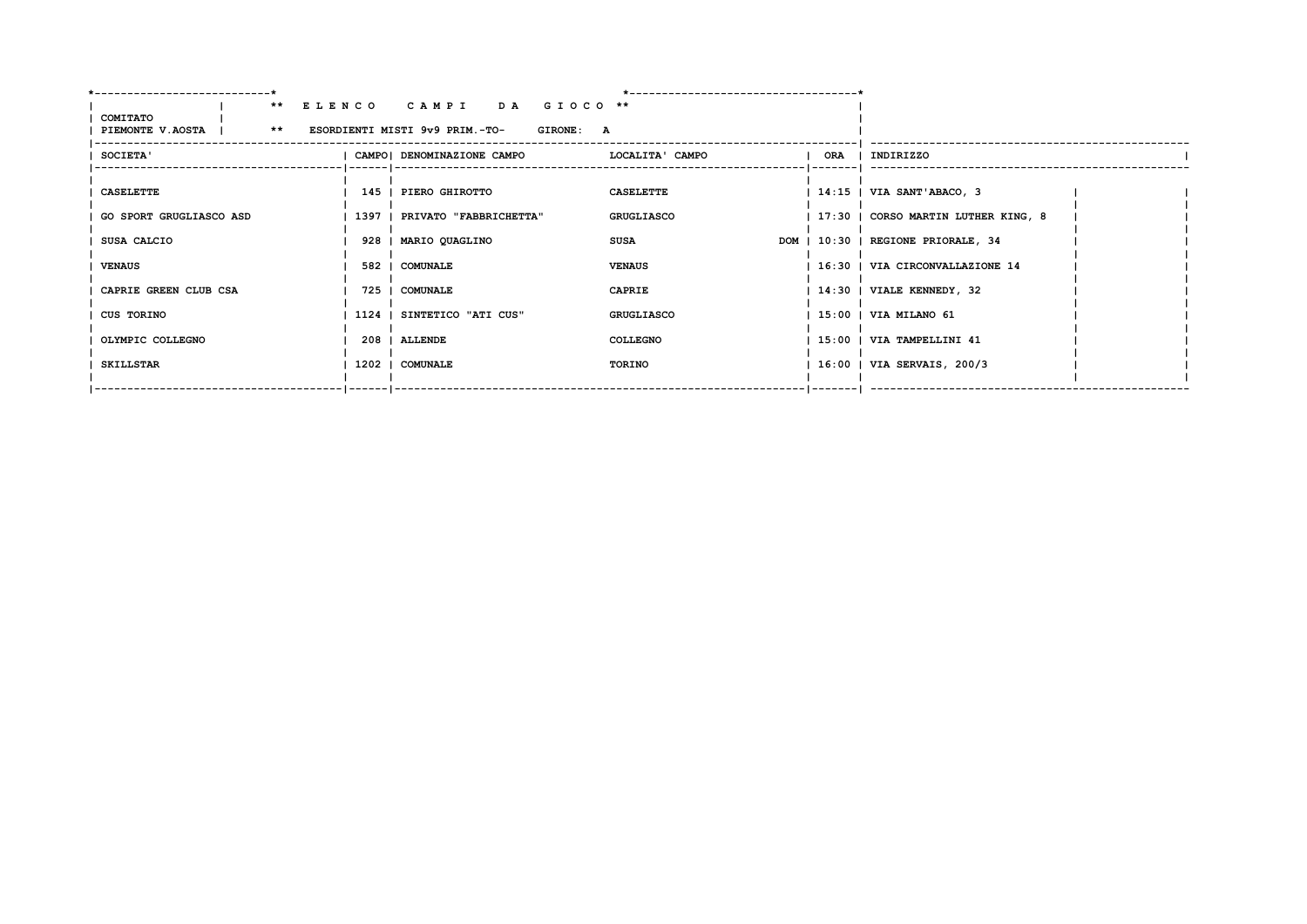**\*\* E L E N C O   C A M P I   D A   G I O C O \*\***

COMITATO
PIEMONTE V.AOSTA

\*\* ESORDIENTI MISTI 9v9 PRIM.-TO-   GIRONE: A

| SOCIETA' | CAMPO | DENOMINAZIONE CAMPO | LOCALITA' CAMPO | | ORA | INDIRIZZO |
|---|---|---|---|---|---|---|
| CASELETTE | 145 | PIERO GHIROTTO | CASELETTE | | 14:15 | VIA SANT'ABACO, 3 |
| GO SPORT GRUGLIASCO ASD | 1397 | PRIVATO "FABBRICHETTA" | GRUGLIASCO | | 17:30 | CORSO MARTIN LUTHER KING, 8 |
| SUSA CALCIO | 928 | MARIO QUAGLINO | SUSA | DOM | 10:30 | REGIONE PRIORALE, 34 |
| VENAUS | 582 | COMUNALE | VENAUS | | 16:30 | VIA CIRCONVALLAZIONE 14 |
| CAPRIE GREEN CLUB CSA | 725 | COMUNALE | CAPRIE | | 14:30 | VIALE KENNEDY, 32 |
| CUS TORINO | 1124 | SINTETICO "ATI CUS" | GRUGLIASCO | | 15:00 | VIA MILANO 61 |
| OLYMPIC COLLEGNO | 208 | ALLENDE | COLLEGNO | | 15:00 | VIA TAMPELLINI 41 |
| SKILLSTAR | 1202 | COMUNALE | TORINO | | 16:00 | VIA SERVAIS, 200/3 |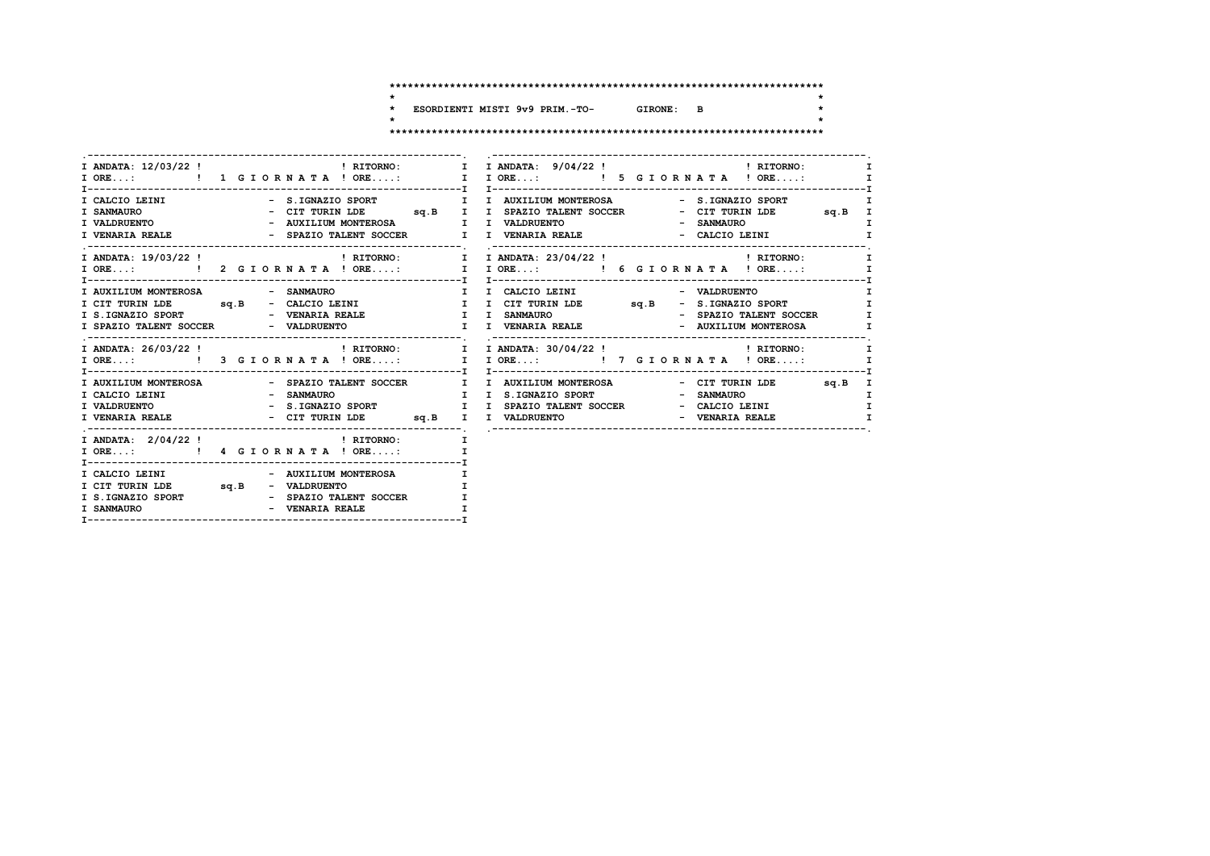# ESORDIENTI MISTI 9v9 PRIM.-TO- GIRONE: B

## 1 GIORNATA

ANDATA: 12/03/22 | RITORNO:

ORE...: | ORE....:

| Casa | | Ospite | |
|---|---|---|---|
| CALCIO LEINI | | S.IGNAZIO SPORT | |
| SANMAURO | | CIT TURIN LDE | sq.B |
| VALDRUENTO | | AUXILIUM MONTEROSA | |
| VENARIA REALE | | SPAZIO TALENT SOCCER | |

## 2 GIORNATA

ANDATA: 19/03/22 | RITORNO:

ORE...: | ORE....:

| Casa | | Ospite | |
|---|---|---|---|
| AUXILIUM MONTEROSA | | SANMAURO | |
| CIT TURIN LDE | sq.B | CALCIO LEINI | |
| S.IGNAZIO SPORT | | VENARIA REALE | |
| SPAZIO TALENT SOCCER | | VALDRUENTO | |

## 3 GIORNATA

ANDATA: 26/03/22 | RITORNO:

ORE...: | ORE....:

| Casa | | Ospite | |
|---|---|---|---|
| AUXILIUM MONTEROSA | | SPAZIO TALENT SOCCER | |
| CALCIO LEINI | | SANMAURO | |
| VALDRUENTO | | S.IGNAZIO SPORT | |
| VENARIA REALE | | CIT TURIN LDE | sq.B |

## 4 GIORNATA

ANDATA: 2/04/22 | RITORNO:

ORE...: | ORE....:

| Casa | | Ospite | |
|---|---|---|---|
| CALCIO LEINI | | AUXILIUM MONTEROSA | |
| CIT TURIN LDE | sq.B | VALDRUENTO | |
| S.IGNAZIO SPORT | | SPAZIO TALENT SOCCER | |
| SANMAURO | | VENARIA REALE | |

## 5 GIORNATA

ANDATA: 9/04/22 | RITORNO:

ORE...: | ORE....:

| Casa | | Ospite | |
|---|---|---|---|
| AUXILIUM MONTEROSA | | S.IGNAZIO SPORT | |
| SPAZIO TALENT SOCCER | | CIT TURIN LDE | sq.B |
| VALDRUENTO | | SANMAURO | |
| VENARIA REALE | | CALCIO LEINI | |

## 6 GIORNATA

ANDATA: 23/04/22 | RITORNO:

ORE...: | ORE....:

| Casa | | Ospite | |
|---|---|---|---|
| CALCIO LEINI | | VALDRUENTO | |
| CIT TURIN LDE | sq.B | S.IGNAZIO SPORT | |
| SANMAURO | | SPAZIO TALENT SOCCER | |
| VENARIA REALE | | AUXILIUM MONTEROSA | |

## 7 GIORNATA

ANDATA: 30/04/22 | RITORNO:

ORE...: | ORE....:

| Casa | | Ospite | |
|---|---|---|---|
| AUXILIUM MONTEROSA | | CIT TURIN LDE | sq.B |
| S.IGNAZIO SPORT | | SANMAURO | |
| SPAZIO TALENT SOCCER | | CALCIO LEINI | |
| VALDRUENTO | | VENARIA REALE | |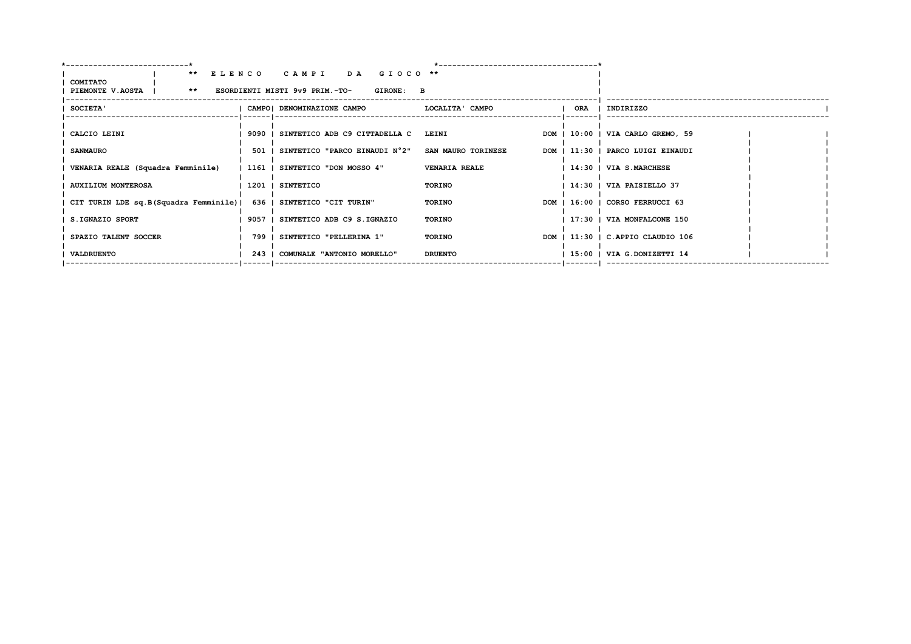COMITATO PIEMONTE V.AOSTA

** E L E N C O   C A M P I   D A   G I O C O **

** ESORDIENTI MISTI 9v9 PRIM.-TO-   GIRONE: B

| SOCIETA' | CAMPO | DENOMINAZIONE CAMPO | LOCALITA' CAMPO | | ORA | INDIRIZZO |
|---|---|---|---|---|---|---|
| CALCIO LEINI | 9090 | SINTETICO ADB C9 CITTADELLA C | LEINI | DOM | 10:00 | VIA CARLO GREMO, 59 |
| SANMAURO | 501 | SINTETICO "PARCO EINAUDI N°2" | SAN MAURO TORINESE | DOM | 11:30 | PARCO LUIGI EINAUDI |
| VENARIA REALE (Squadra Femminile) | 1161 | SINTETICO "DON MOSSO 4" | VENARIA REALE | | 14:30 | VIA S.MARCHESE |
| AUXILIUM MONTEROSA | 1201 | SINTETICO | TORINO | | 14:30 | VIA PAISIELLO 37 |
| CIT TURIN LDE sq.B(Squadra Femminile) | 636 | SINTETICO "CIT TURIN" | TORINO | DOM | 16:00 | CORSO FERRUCCI 63 |
| S.IGNAZIO SPORT | 9057 | SINTETICO ADB C9 S.IGNAZIO | TORINO | | 17:30 | VIA MONFALCONE 150 |
| SPAZIO TALENT SOCCER | 799 | SINTETICO "PELLERINA 1" | TORINO | DOM | 11:30 | C.APPIO CLAUDIO 106 |
| VALDRUENTO | 243 | COMUNALE "ANTONIO MORELLO" | DRUENTO | | 15:00 | VIA G.DONIZETTI 14 |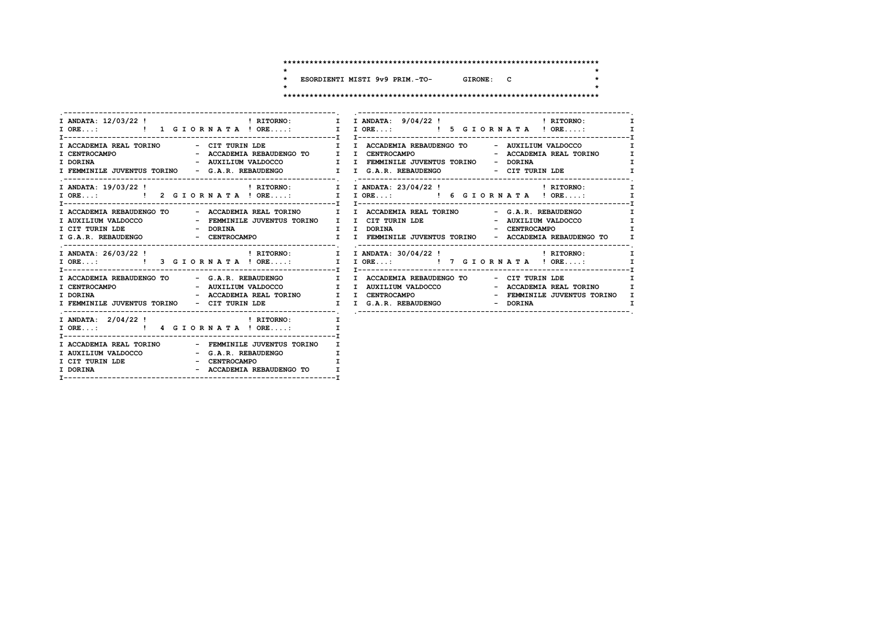# ESORDIENTI MISTI 9v9 PRIM.-TO- GIRONE: C

### 1 GIORNATA

ANDATA: 12/03/22 — RITORNO:

| | |
|---|---|
| ACCADEMIA REAL TORINO | CIT TURIN LDE |
| CENTROCAMPO | ACCADEMIA REBAUDENGO TO |
| DORINA | AUXILIUM VALDOCCO |
| FEMMINILE JUVENTUS TORINO | G.A.R. REBAUDENGO |

### 2 GIORNATA

ANDATA: 19/03/22 — RITORNO:

| | |
|---|---|
| ACCADEMIA REBAUDENGO TO | ACCADEMIA REAL TORINO |
| AUXILIUM VALDOCCO | FEMMINILE JUVENTUS TORINO |
| CIT TURIN LDE | DORINA |
| G.A.R. REBAUDENGO | CENTROCAMPO |

### 3 GIORNATA

ANDATA: 26/03/22 — RITORNO:

| | |
|---|---|
| ACCADEMIA REBAUDENGO TO | G.A.R. REBAUDENGO |
| CENTROCAMPO | AUXILIUM VALDOCCO |
| DORINA | ACCADEMIA REAL TORINO |
| FEMMINILE JUVENTUS TORINO | CIT TURIN LDE |

### 4 GIORNATA

ANDATA: 2/04/22 — RITORNO:

| | |
|---|---|
| ACCADEMIA REAL TORINO | FEMMINILE JUVENTUS TORINO |
| AUXILIUM VALDOCCO | G.A.R. REBAUDENGO |
| CIT TURIN LDE | CENTROCAMPO |
| DORINA | ACCADEMIA REBAUDENGO TO |

### 5 GIORNATA

ANDATA: 9/04/22 — RITORNO:

| | |
|---|---|
| ACCADEMIA REBAUDENGO TO | AUXILIUM VALDOCCO |
| CENTROCAMPO | ACCADEMIA REAL TORINO |
| FEMMINILE JUVENTUS TORINO | DORINA |
| G.A.R. REBAUDENGO | CIT TURIN LDE |

### 6 GIORNATA

ANDATA: 23/04/22 — RITORNO:

| | |
|---|---|
| ACCADEMIA REAL TORINO | G.A.R. REBAUDENGO |
| CIT TURIN LDE | AUXILIUM VALDOCCO |
| DORINA | CENTROCAMPO |
| FEMMINILE JUVENTUS TORINO | ACCADEMIA REBAUDENGO TO |

### 7 GIORNATA

ANDATA: 30/04/22 — RITORNO:

| | |
|---|---|
| ACCADEMIA REBAUDENGO TO | CIT TURIN LDE |
| AUXILIUM VALDOCCO | ACCADEMIA REAL TORINO |
| CENTROCAMPO | FEMMINILE JUVENTUS TORINO |
| G.A.R. REBAUDENGO | DORINA |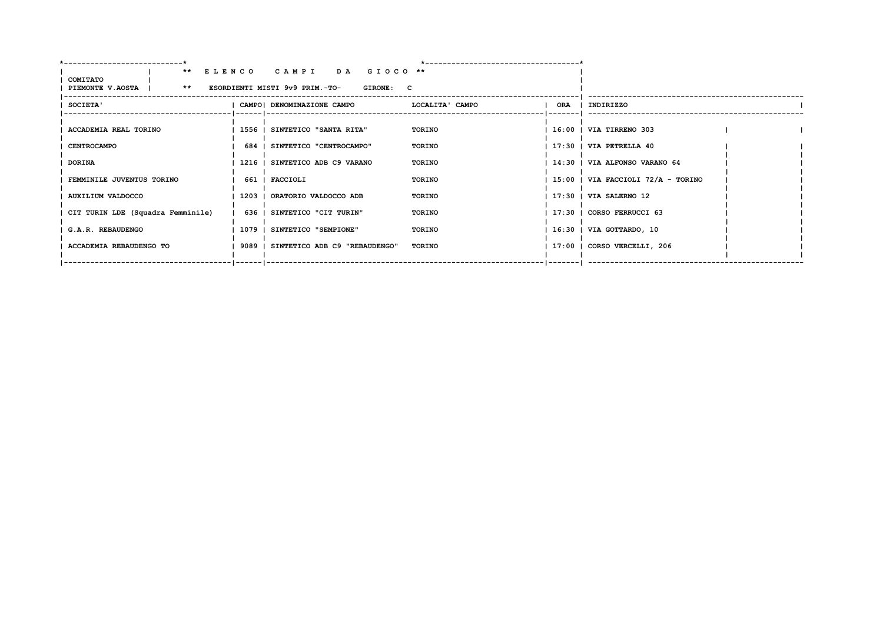**\*\* E L E N C O   C A M P I   D A   G I O C O \*\***

COMITATO PIEMONTE V.AOSTA

**\*\* ESORDIENTI MISTI 9v9 PRIM.-TO-   GIRONE: C**

| SOCIETA' | CAMPO | DENOMINAZIONE CAMPO | LOCALITA' CAMPO | ORA | INDIRIZZO |
|---|---|---|---|---|---|
| ACCADEMIA REAL TORINO | 1556 | SINTETICO "SANTA RITA" | TORINO | 16:00 | VIA TIRRENO 303 |
| CENTROCAMPO | 684 | SINTETICO "CENTROCAMPO" | TORINO | 17:30 | VIA PETRELLA 40 |
| DORINA | 1216 | SINTETICO ADB C9 VARANO | TORINO | 14:30 | VIA ALFONSO VARANO 64 |
| FEMMINILE JUVENTUS TORINO | 661 | FACCIOLI | TORINO | 15:00 | VIA FACCIOLI 72/A - TORINO |
| AUXILIUM VALDOCCO | 1203 | ORATORIO VALDOCCO ADB | TORINO | 17:30 | VIA SALERNO 12 |
| CIT TURIN LDE (Squadra Femminile) | 636 | SINTETICO "CIT TURIN" | TORINO | 17:30 | CORSO FERRUCCI 63 |
| G.A.R. REBAUDENGO | 1079 | SINTETICO "SEMPIONE" | TORINO | 16:30 | VIA GOTTARDO, 10 |
| ACCADEMIA REBAUDENGO TO | 9089 | SINTETICO ADB C9 "REBAUDENGO" | TORINO | 17:00 | CORSO VERCELLI, 206 |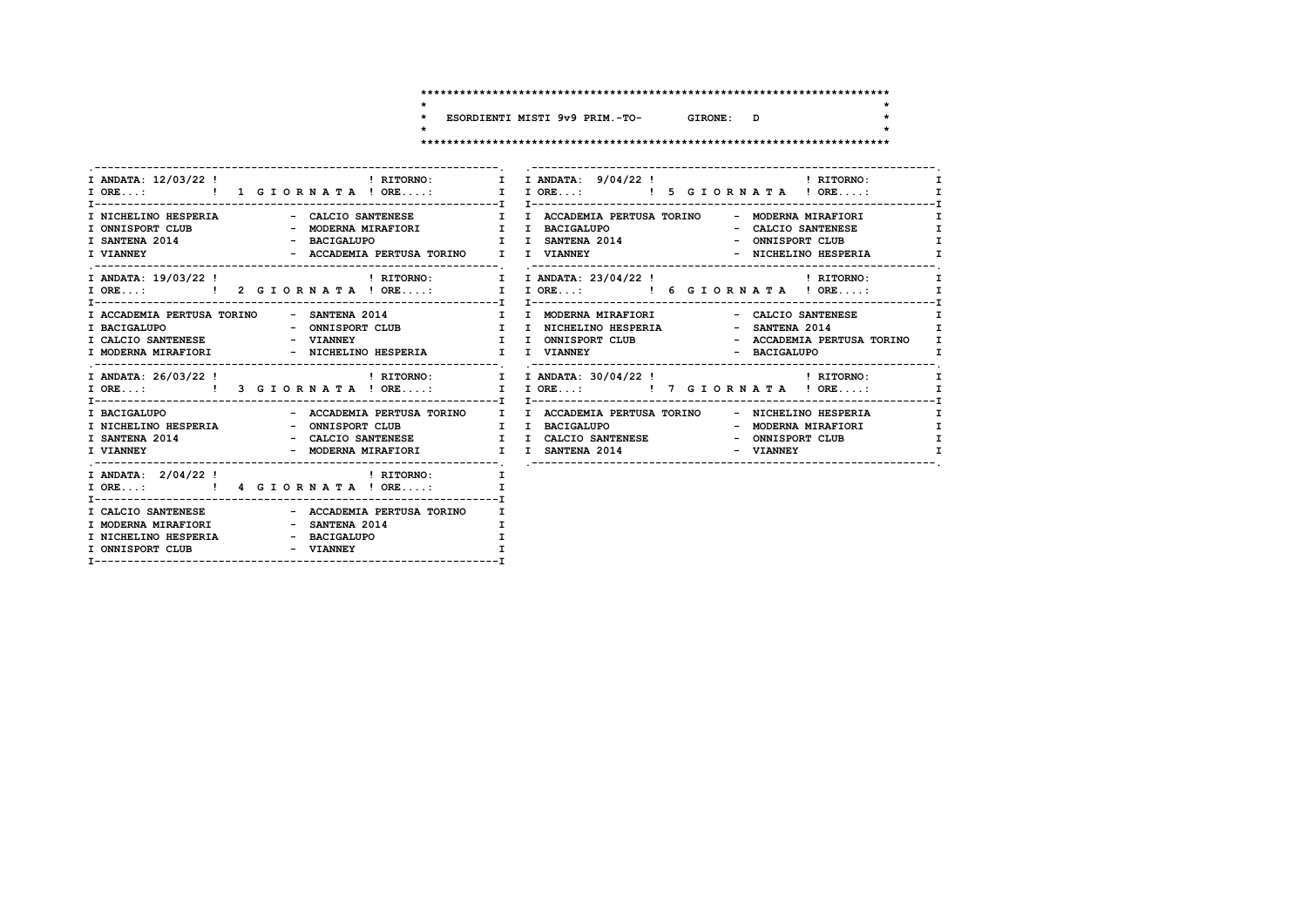# ESORDIENTI MISTI 9v9 PRIM.-TO- GIRONE: D

| ANDATA: 12/03/22 | 1 GIORNATA | RITORNO: |
|---|---|---|
| NICHELINO HESPERIA | - | CALCIO SANTENESE |
| ONNISPORT CLUB | - | MODERNA MIRAFIORI |
| SANTENA 2014 | - | BACIGALUPO |
| VIANNEY | - | ACCADEMIA PERTUSA TORINO |

| ANDATA: 19/03/22 | 2 GIORNATA | RITORNO: |
|---|---|---|
| ACCADEMIA PERTUSA TORINO | - | SANTENA 2014 |
| BACIGALUPO | - | ONNISPORT CLUB |
| CALCIO SANTENESE | - | VIANNEY |
| MODERNA MIRAFIORI | - | NICHELINO HESPERIA |

| ANDATA: 26/03/22 | 3 GIORNATA | RITORNO: |
|---|---|---|
| BACIGALUPO | - | ACCADEMIA PERTUSA TORINO |
| NICHELINO HESPERIA | - | ONNISPORT CLUB |
| SANTENA 2014 | - | CALCIO SANTENESE |
| VIANNEY | - | MODERNA MIRAFIORI |

| ANDATA: 2/04/22 | 4 GIORNATA | RITORNO: |
|---|---|---|
| CALCIO SANTENESE | - | ACCADEMIA PERTUSA TORINO |
| MODERNA MIRAFIORI | - | SANTENA 2014 |
| NICHELINO HESPERIA | - | BACIGALUPO |
| ONNISPORT CLUB | - | VIANNEY |

| ANDATA: 9/04/22 | 5 GIORNATA | RITORNO: |
|---|---|---|
| ACCADEMIA PERTUSA TORINO | - | MODERNA MIRAFIORI |
| BACIGALUPO | - | CALCIO SANTENESE |
| SANTENA 2014 | - | ONNISPORT CLUB |
| VIANNEY | - | NICHELINO HESPERIA |

| ANDATA: 23/04/22 | 6 GIORNATA | RITORNO: |
|---|---|---|
| MODERNA MIRAFIORI | - | CALCIO SANTENESE |
| NICHELINO HESPERIA | - | SANTENA 2014 |
| ONNISPORT CLUB | - | ACCADEMIA PERTUSA TORINO |
| VIANNEY | - | BACIGALUPO |

| ANDATA: 30/04/22 | 7 GIORNATA | RITORNO: |
|---|---|---|
| ACCADEMIA PERTUSA TORINO | - | NICHELINO HESPERIA |
| BACIGALUPO | - | MODERNA MIRAFIORI |
| CALCIO SANTENESE | - | ONNISPORT CLUB |
| SANTENA 2014 | - | VIANNEY |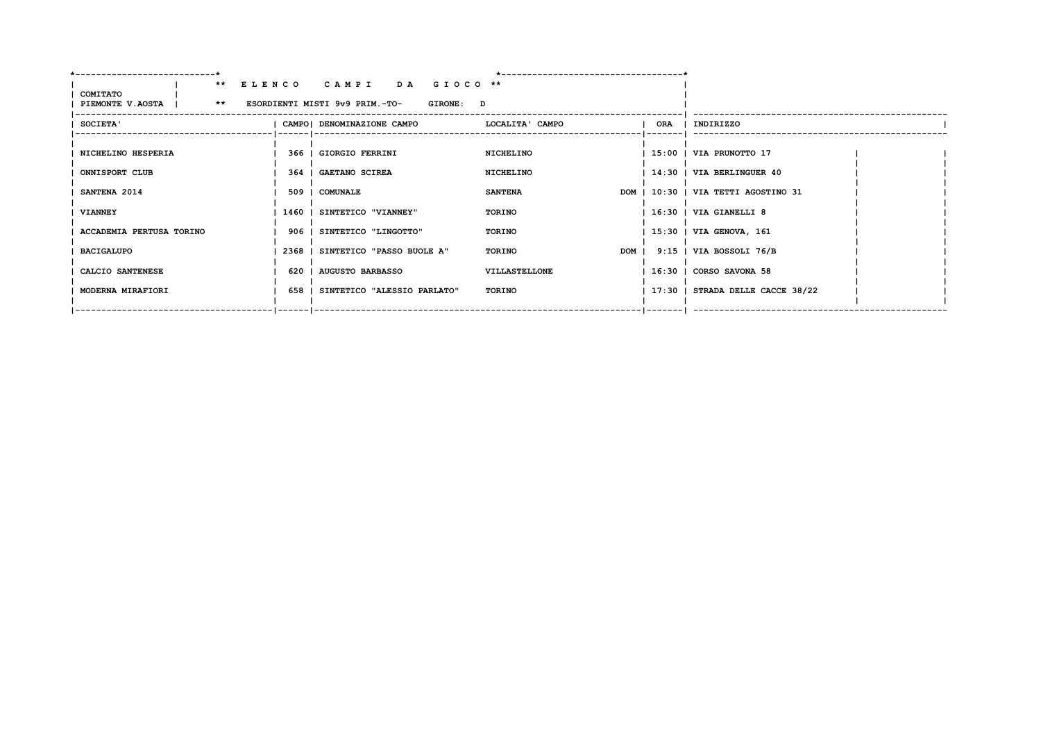** E L E N C O   C A M P I   D A   G I O C O **

COMITATO
PIEMONTE V.AOSTA

** ESORDIENTI MISTI 9v9 PRIM.-TO-   GIRONE: D

| SOCIETA' | CAMPO | DENOMINAZIONE CAMPO | LOCALITA' CAMPO | | ORA | INDIRIZZO | |
|---|---|---|---|---|---|---|---|
| NICHELINO HESPERIA | 366 | GIORGIO FERRINI | NICHELINO | | 15:00 | VIA PRUNOTTO 17 | |
| ONNISPORT CLUB | 364 | GAETANO SCIREA | NICHELINO | | 14:30 | VIA BERLINGUER 40 | |
| SANTENA 2014 | 509 | COMUNALE | SANTENA | DOM | 10:30 | VIA TETTI AGOSTINO 31 | |
| VIANNEY | 1460 | SINTETICO "VIANNEY" | TORINO | | 16:30 | VIA GIANELLI 8 | |
| ACCADEMIA PERTUSA TORINO | 906 | SINTETICO "LINGOTTO" | TORINO | | 15:30 | VIA GENOVA, 161 | |
| BACIGALUPO | 2368 | SINTETICO "PASSO BUOLE A" | TORINO | DOM | 9:15 | VIA BOSSOLI 76/B | |
| CALCIO SANTENESE | 620 | AUGUSTO BARBASSO | VILLASTELLONE | | 16:30 | CORSO SAVONA 58 | |
| MODERNA MIRAFIORI | 658 | SINTETICO "ALESSIO PARLATO" | TORINO | | 17:30 | STRADA DELLE CACCE 38/22 | |